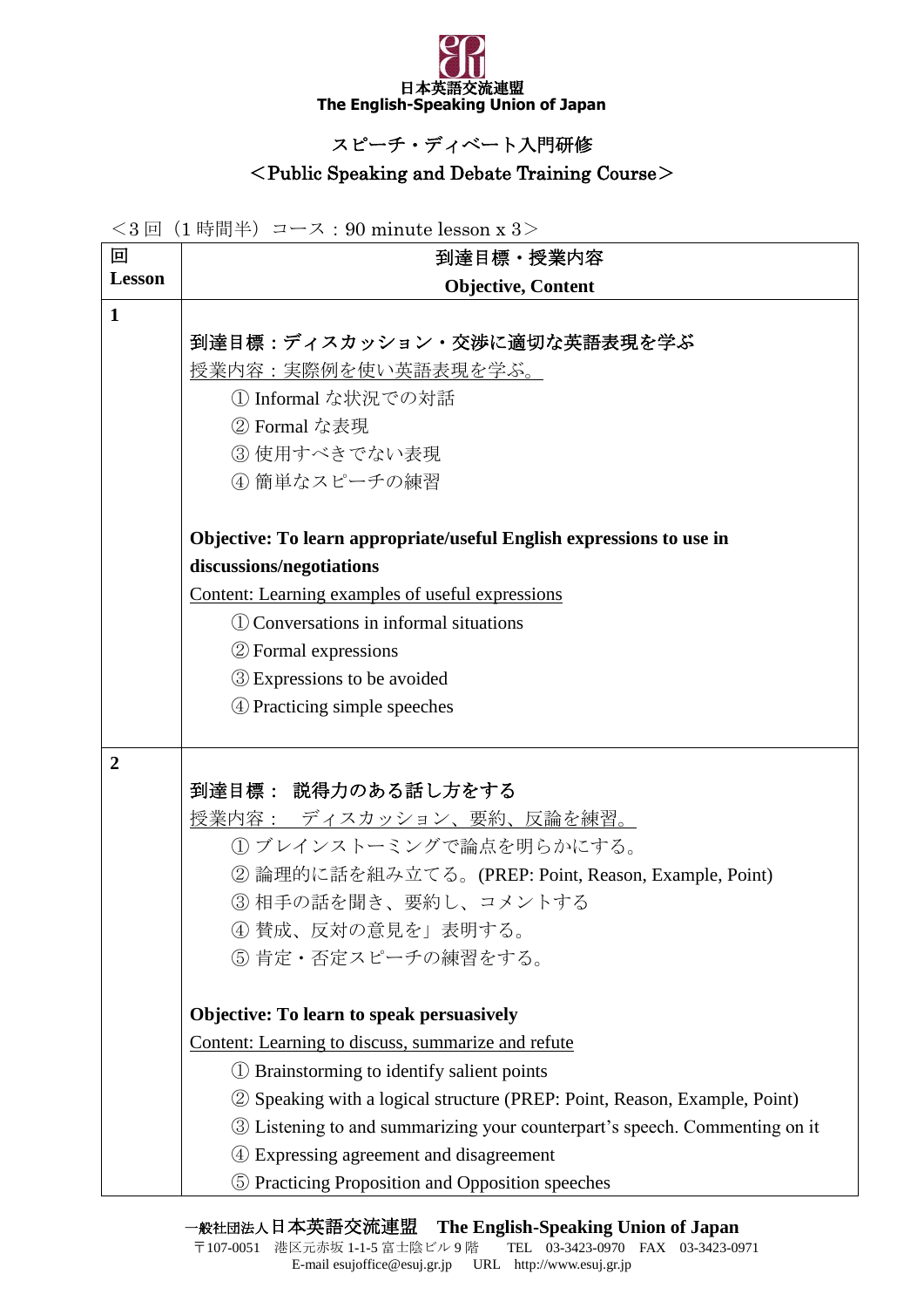日本英語交流連盟
The English-Speaking Union of Japan

# スピーチ・ディベート入門研修
# ＜Public Speaking and Debate Training Course＞

＜3 回（1 時間半）コース：90 minute lesson x 3＞

| 回<br>Lesson | 到達目標・授業内容<br>**Objective, Content** |
|---|---|
| **1** | **到達目標：ディスカッション・交渉に適切な英語表現を学ぶ**<br>授業内容：実際例を使い英語表現を学ぶ。<br>① Informal な状況での対話<br>② Formal な表現<br>③ 使用すべきでない表現<br>④ 簡単なスピーチの練習<br><br>**Objective: To learn appropriate/useful English expressions to use in discussions/negotiations**<br>Content: Learning examples of useful expressions<br>① Conversations in informal situations<br>② Formal expressions<br>③ Expressions to be avoided<br>④ Practicing simple speeches |
| **2** | **到達目標： 説得力のある話し方をする**<br>授業内容： ディスカッション、要約、反論を練習。<br>① ブレインストーミングで論点を明らかにする。<br>② 論理的に話を組み立てる。(PREP: Point, Reason, Example, Point)<br>③ 相手の話を聞き、要約し、コメントする<br>④ 賛成、反対の意見を」表明する。<br>⑤ 肯定・否定スピーチの練習をする。<br><br>**Objective: To learn to speak persuasively**<br>Content: Learning to discuss, summarize and refute<br>① Brainstorming to identify salient points<br>② Speaking with a logical structure (PREP: Point, Reason, Example, Point)<br>③ Listening to and summarizing your counterpart's speech. Commenting on it<br>④ Expressing agreement and disagreement<br>⑤ Practicing Proposition and Opposition speeches |

一般社団法人日本英語交流連盟 **The English-Speaking Union of Japan**
〒107-0051 港区元赤坂 1-1-5 富士陰ビル 9 階 TEL 03-3423-0970 FAX 03-3423-0971
E-mail esujoffice@esuj.gr.jp URL http://www.esuj.gr.jp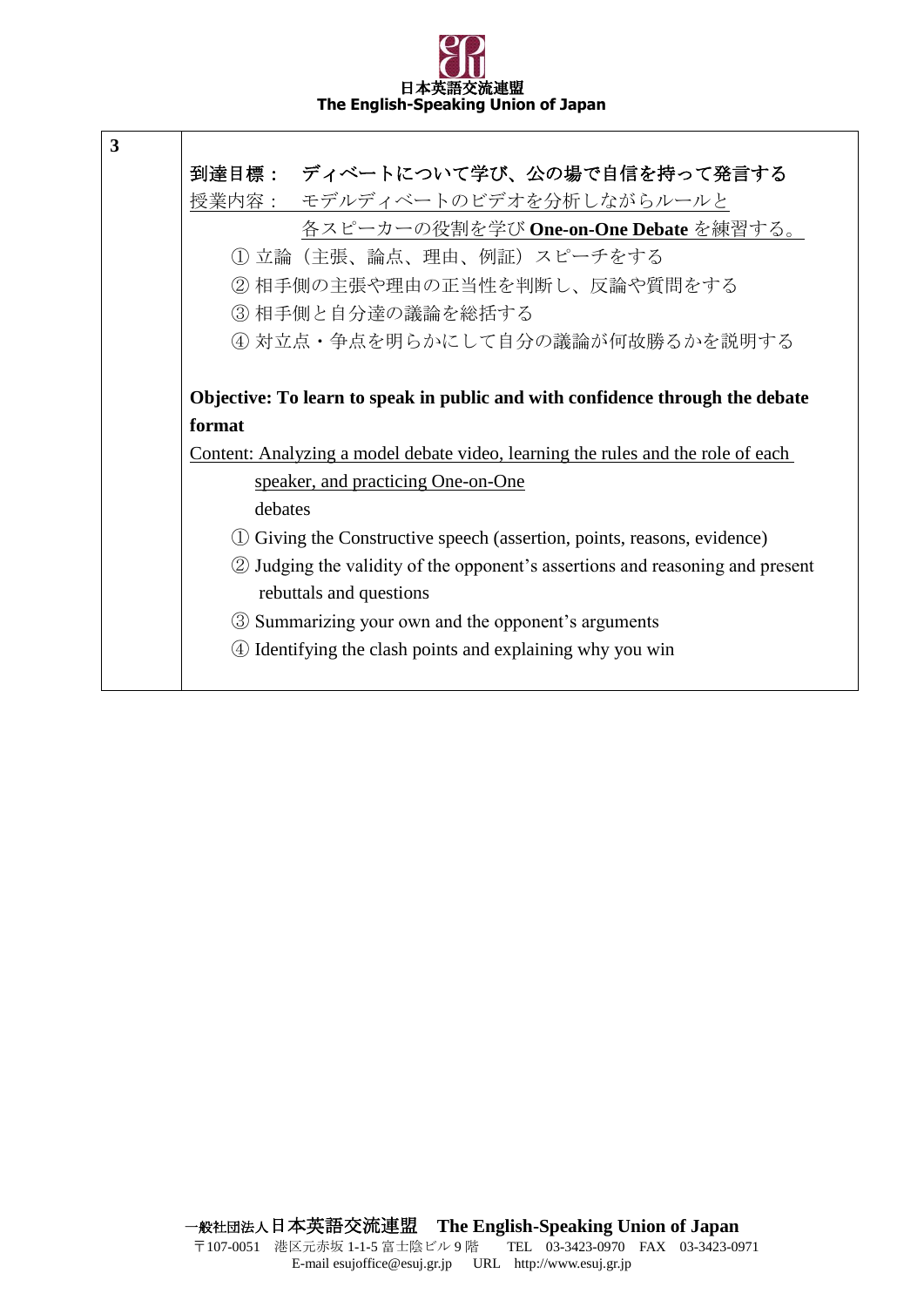| | |
|---|---|
| **3** | **到達目標：　ディベートについて学び、公の場で自信を持って発言する**<br>授業内容：　モデルディベートのビデオを分析しながらルールと各スピーカーの役割を学び **One-on-One Debate** を練習する。<br>① 立論（主張、論点、理由、例証）スピーチをする<br>② 相手側の主張や理由の正当性を判断し、反論や質問をする<br>③ 相手側と自分達の議論を総括する<br>④ 対立点・争点を明らかにして自分の議論が何故勝るかを説明する<br><br>**Objective: To learn to speak in public and with confidence through the debate format**<br>Content: Analyzing a model debate video, learning the rules and the role of each speaker, and practicing One-on-One debates<br>① Giving the Constructive speech (assertion, points, reasons, evidence)<br>② Judging the validity of the opponent's assertions and reasoning and present rebuttals and questions<br>③ Summarizing your own and the opponent's arguments<br>④ Identifying the clash points and explaining why you win |